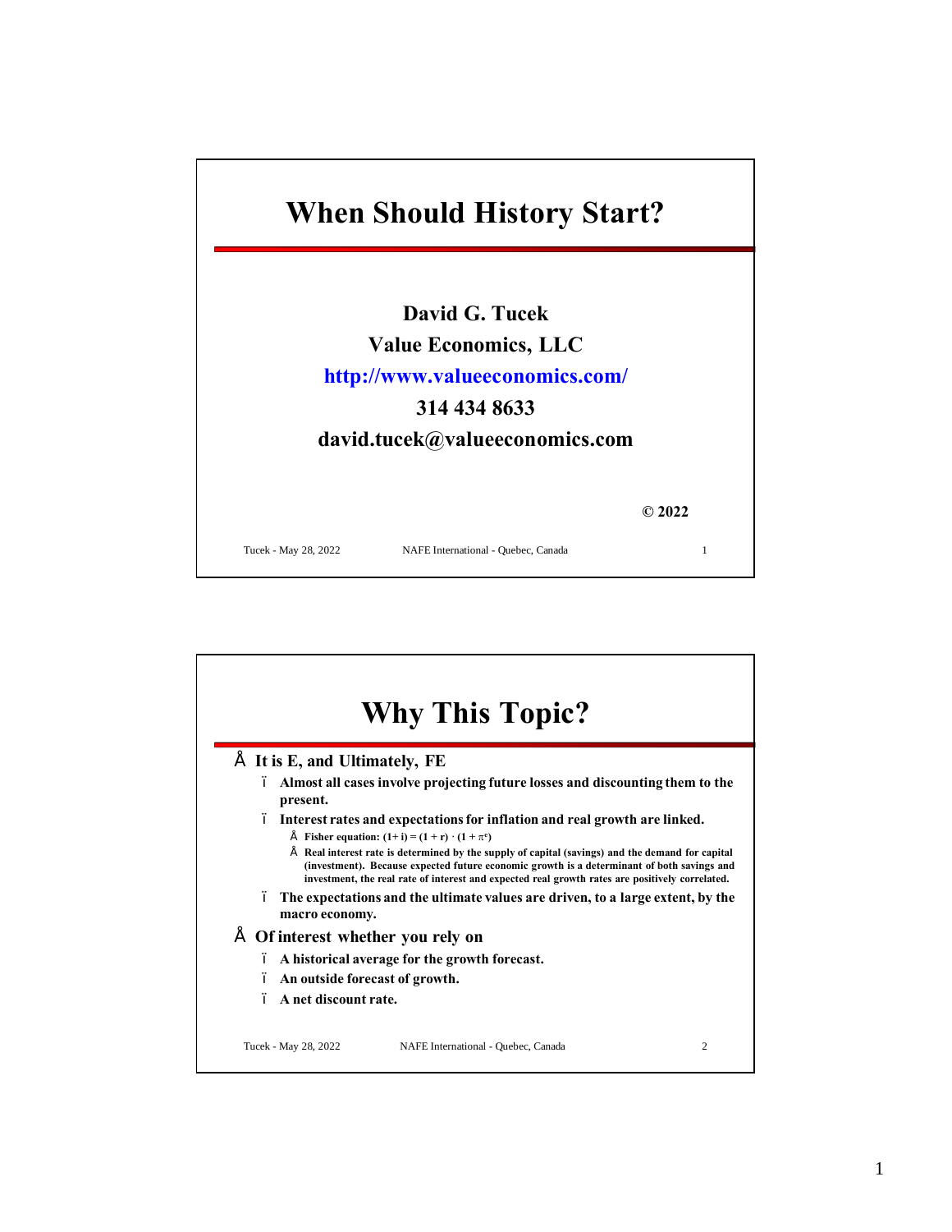# When Should History Start?

**David G. Tucek**

**Value Economics, LLC**

**http://www.valueeconomics.com/**

**314 434 8633**

**david.tucek@valueeconomics.com**

**© 2022**

# Why This Topic?

- **It is E, and Ultimately, FE**
  - **Almost all cases involve projecting future losses and discounting them to the present.**
  - **Interest rates and expectations for inflation and real growth are linked.**
    - **Fisher equation: $(1+ i) = (1 + r) \cdot (1 + \pi^e)$**
    - **Real interest rate is determined by the supply of capital (savings) and the demand for capital (investment). Because expected future economic growth is a determinant of both savings and investment, the real rate of interest and expected real growth rates are positively correlated.**
  - **The expectations and the ultimate values are driven, to a large extent, by the macro economy.**
- **Of interest whether you rely on**
  - **A historical average for the growth forecast.**
  - **An outside forecast of growth.**
  - **A net discount rate.**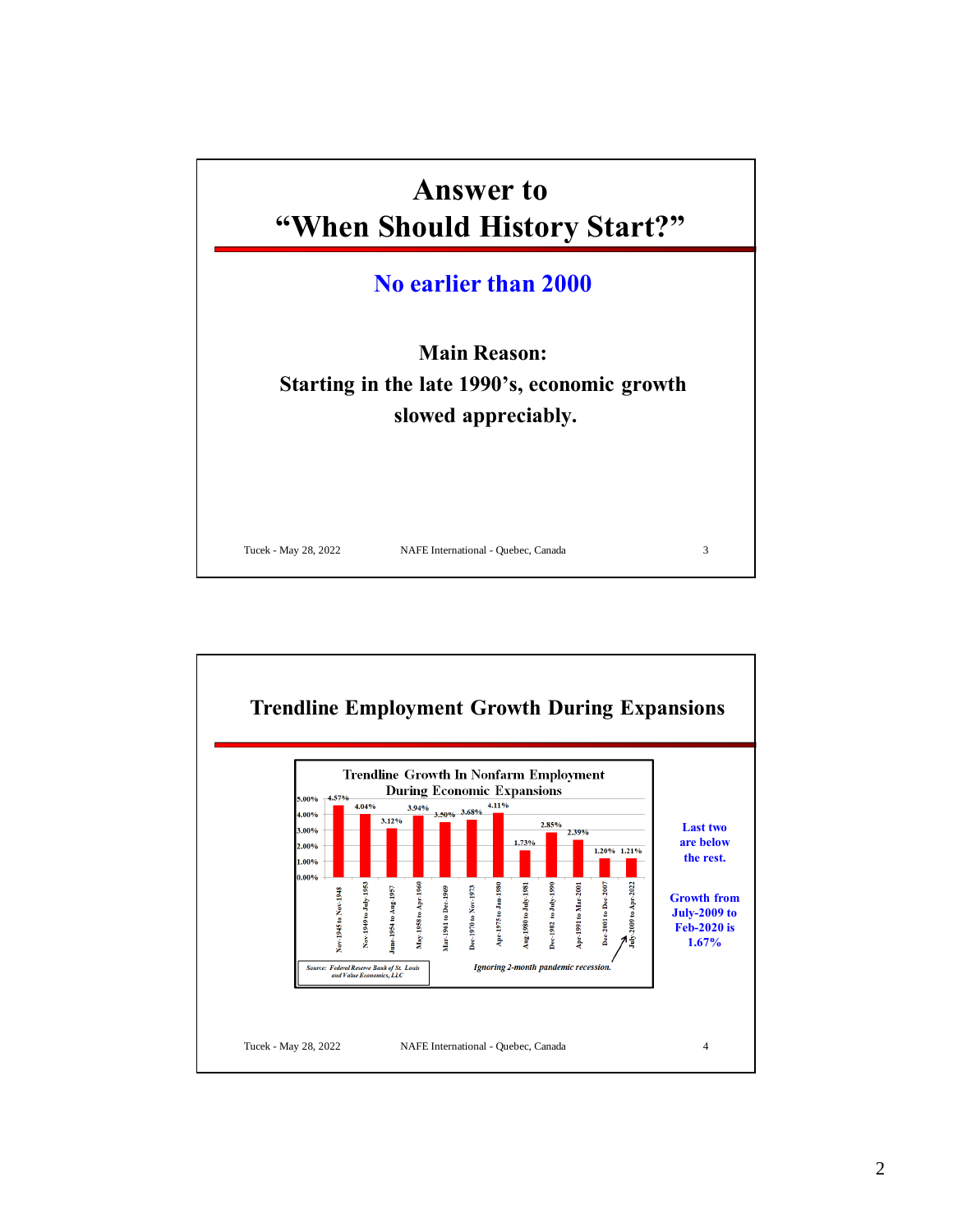# Answer to "When Should History Start?"

**No earlier than 2000**

**Main Reason:**

**Starting in the late 1990's, economic growth slowed appreciably.**

---

# Trendline Employment Growth During Expansions

**Trendline Growth In Nonfarm Employment During Economic Expansions**

| Expansion | Growth |
|---|---|
| Nov-1945 to Nov-1948 | 4.57% |
| Nov-1949 to July-1953 | 4.04% |
| June-1954 to Aug-1957 | 3.12% |
| May-1958 to Apr-1960 | 3.94% |
| Mar-1961 to Dec-1969 | 3.50% |
| Dec-1970 to Nov-1973 | 3.68% |
| Apr-1975 to Jan-1980 | 4.11% |
| Aug-1980 to July-1981 | 1.73% |
| Dec-1982 to July-1990 | 2.85% |
| Apr-1991 to Mar-2001 | 2.39% |
| Dec-2001 to Dec-2007 | 1.20% |
| July-2009 to Apr-2022 | 1.21% |

*Ignoring 2-month pandemic recession.*

*Source: Federal Reserve Bank of St. Louis and Value Economics, LLC*

**Last two are below the rest.**

**Growth from July-2009 to Feb-2020 is 1.67%**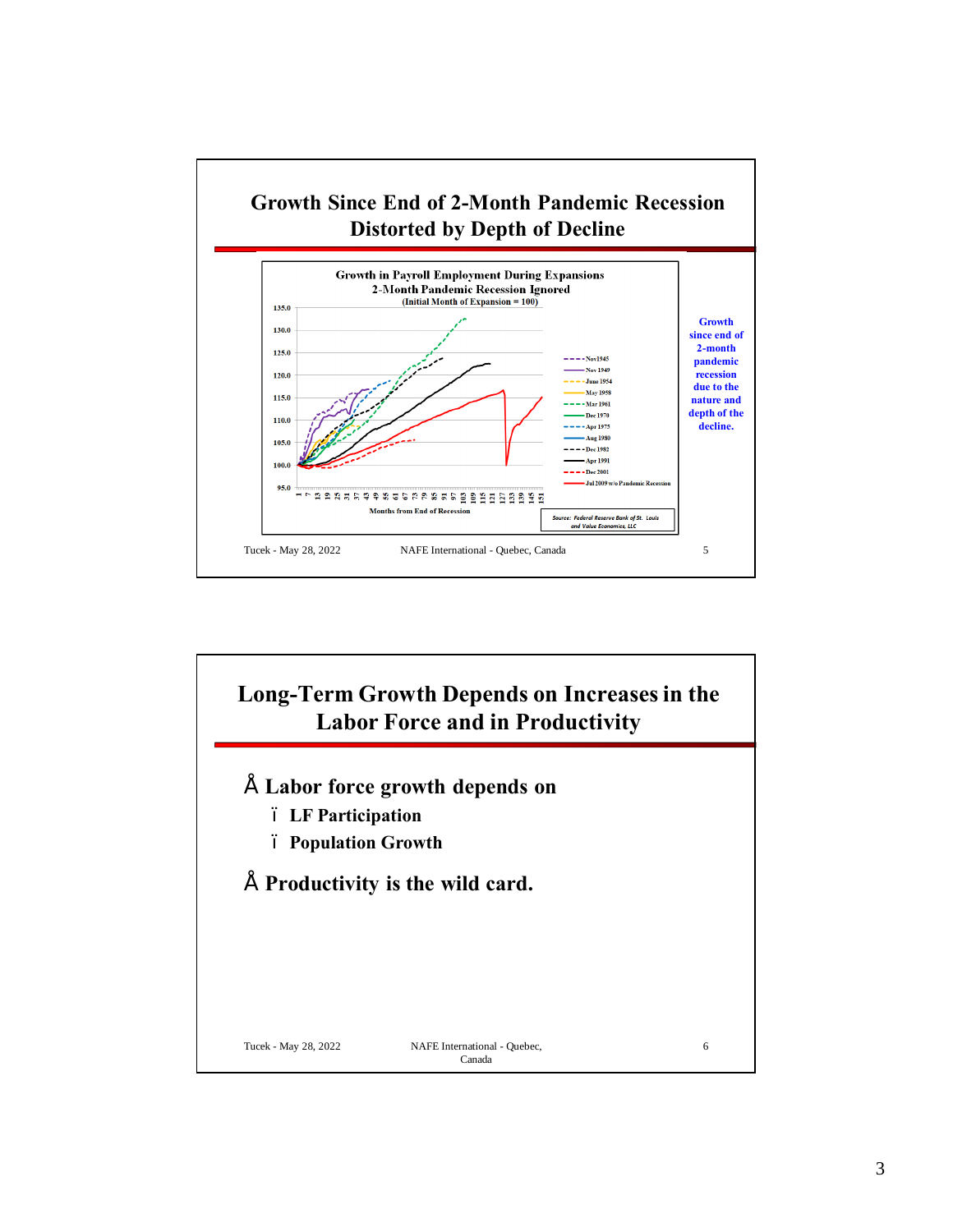## Growth Since End of 2-Month Pandemic Recession Distorted by Depth of Decline

**Growth in Payroll Employment During Expansions**
**2-Month Pandemic Recession Ignored**
(Initial Month of Expansion = 100)

Months from End of Recession

Source: Federal Reserve Bank of St. Louis and Value Economics, LLC

Growth since end of 2-month pandemic recession due to the nature and depth of the decline.

## Long-Term Growth Depends on Increases in the Labor Force and in Productivity

- **Labor force growth depends on**
  - **LF Participation**
  - **Population Growth**
- **Productivity is the wild card.**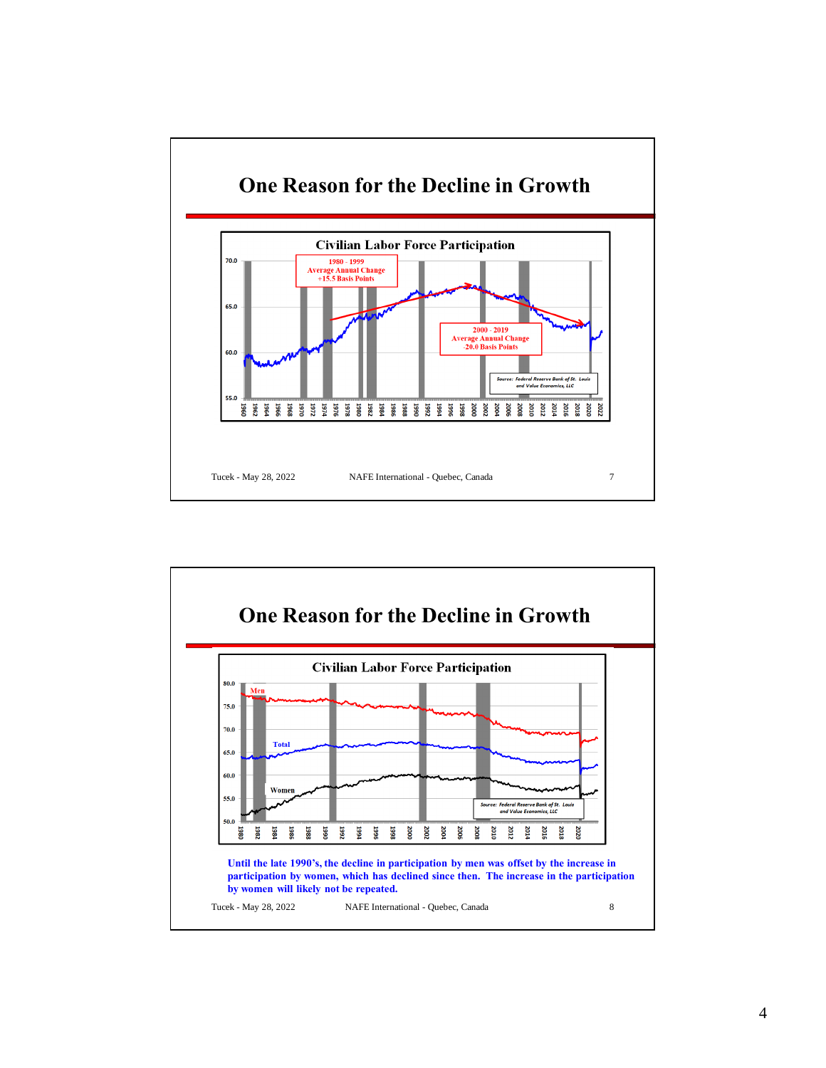# One Reason for the Decline in Growth

**Civilian Labor Force Participation**

1980 - 1999
Average Annual Change
+15.5 Basis Points

2000 - 2019
Average Annual Change
-20.0 Basis Points

*Source: Federal Reserve Bank of St. Louis and Value Economics, LLC*

# One Reason for the Decline in Growth

**Civilian Labor Force Participation**

*Source: Federal Reserve Bank of St. Louis and Value Economics, LLC*

**Until the late 1990's, the decline in participation by men was offset by the increase in participation by women, which has declined since then. The increase in the participation by women will likely not be repeated.**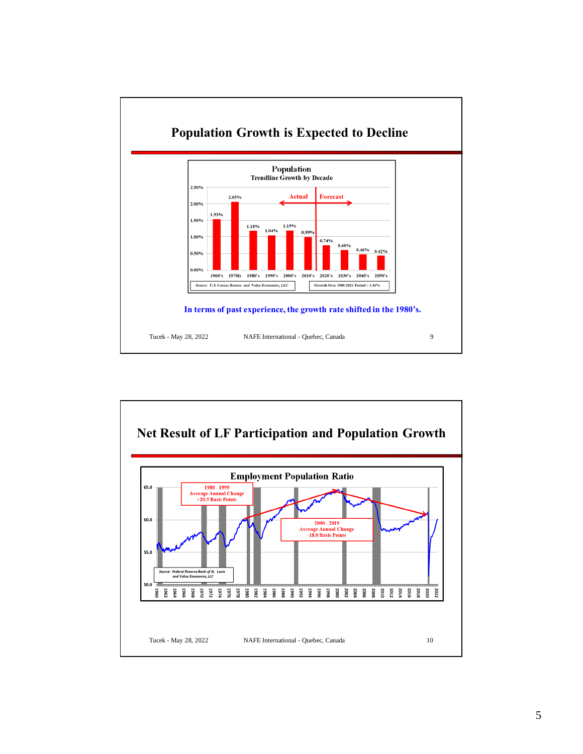## Population Growth is Expected to Decline

**Population**
**Trendline Growth by Decade**

| Decade | Growth | |
|---|---|---|
| 1960's | 1.53% | Actual |
| 1970's | 2.05% | Actual |
| 1980's | 1.18% | Actual |
| 1990's | 1.04% | Actual |
| 2000's | 1.19% | Actual |
| 2010's | 0.99% | Actual |
| 2020's | 0.74% | Forecast |
| 2030's | 0.60% | Forecast |
| 2040's | 0.46% | Forecast |
| 2050's | 0.42% | Forecast |

*Source: U.S. Census Bureau and Value Economics, LLC*

Growth Over 1960-2021 Period = 1.34%

**In terms of past experience, the growth rate shifted in the 1980's.**

Tucek - May 28, 2022 NAFE International - Quebec, Canada

## Net Result of LF Participation and Population Growth

**Employment Population Ratio**

1980 - 1999
Average Annual Change
+20.5 Basis Points

2000 - 2019
Average Annual Change
-18.0 Basis Points

*Source: Federal Reserve Bank of St. Louis and Value Economics, LLC*

Tucek - May 28, 2022 NAFE International - Quebec, Canada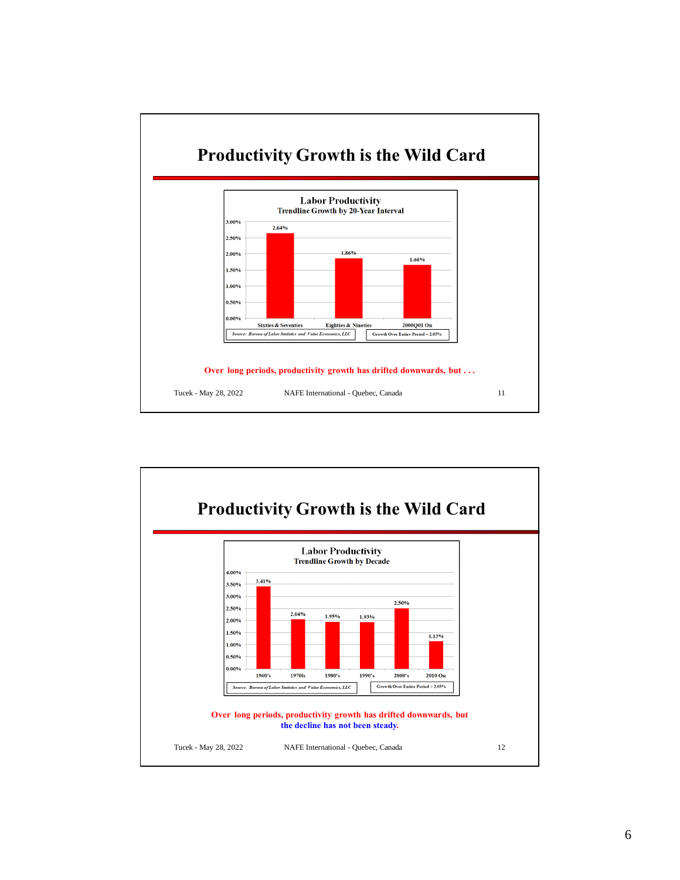## Productivity Growth is the Wild Card

**Labor Productivity**
**Trendline Growth by 20-Year Interval**

| Period | Growth |
|---|---|
| Sixties & Seventies | 2.64% |
| Eighties & Nineties | 1.86% |
| 2000Q01 On | 1.66% |

*Source: Bureau of Labor Statistics and Value Economics, LLC*

Growth Over Entire Period = 2.05%

**Over long periods, productivity growth has drifted downwards, but . . .**

## Productivity Growth is the Wild Card

**Labor Productivity**
**Trendline Growth by Decade**

| Decade | Growth |
|---|---|
| 1960's | 3.41% |
| 1970ls | 2.04% |
| 1980's | 1.95% |
| 1990's | 1.93% |
| 2000's | 2.50% |
| 2010 On | 1.13% |

*Source: Bureau of Labor Statistics and Value Economics, LLC*

Growth Over Entire Period = 2.05%

**Over long periods, productivity growth has drifted downwards, but the decline has not been steady.**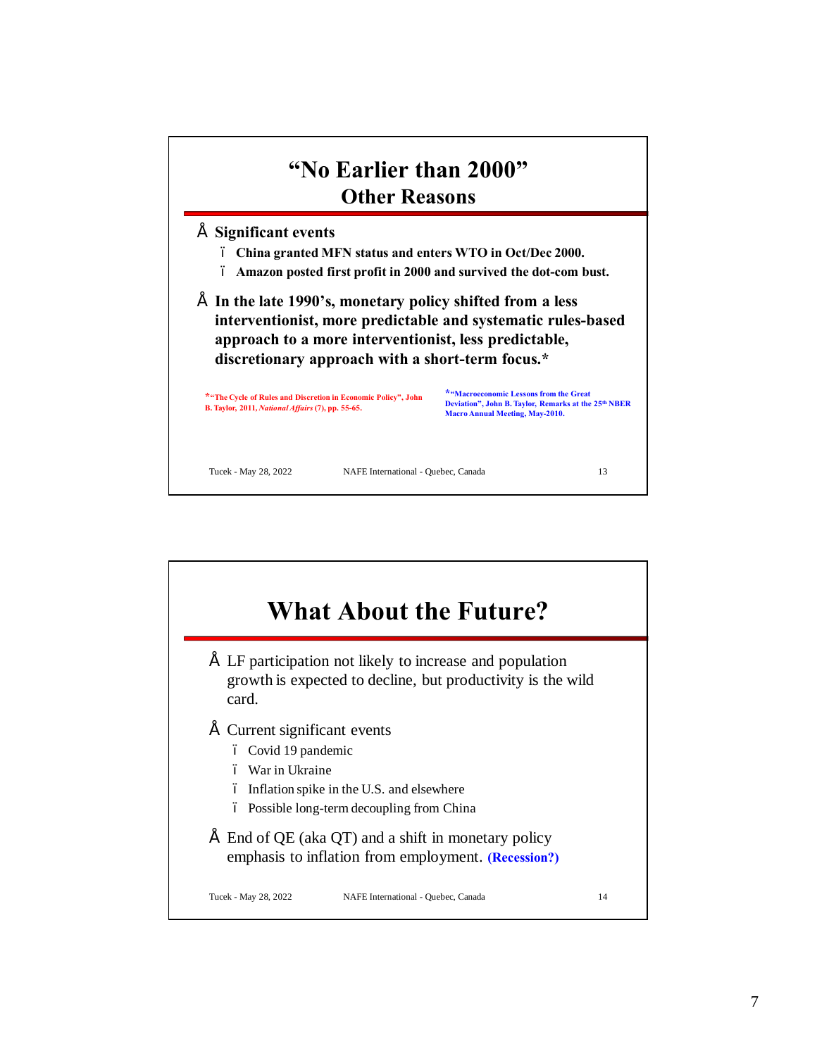# "No Earlier than 2000"
## Other Reasons

- **Significant events**
  - **China granted MFN status and enters WTO in Oct/Dec 2000.**
  - **Amazon posted first profit in 2000 and survived the dot-com bust.**
- **In the late 1990's, monetary policy shifted from a less interventionist, more predictable and systematic rules-based approach to a more interventionist, less predictable, discretionary approach with a short-term focus.***

*"The Cycle of Rules and Discretion in Economic Policy", John B. Taylor, 2011, *National Affairs* (7), pp. 55-65.

*"Macroeconomic Lessons from the Great Deviation", John B. Taylor, Remarks at the 25th NBER Macro Annual Meeting, May-2010.

# What About the Future?

- LF participation not likely to increase and population growth is expected to decline, but productivity is the wild card.
- Current significant events
  - Covid 19 pandemic
  - War in Ukraine
  - Inflation spike in the U.S. and elsewhere
  - Possible long-term decoupling from China
- End of QE (aka QT) and a shift in monetary policy emphasis to inflation from employment. **(Recession?)**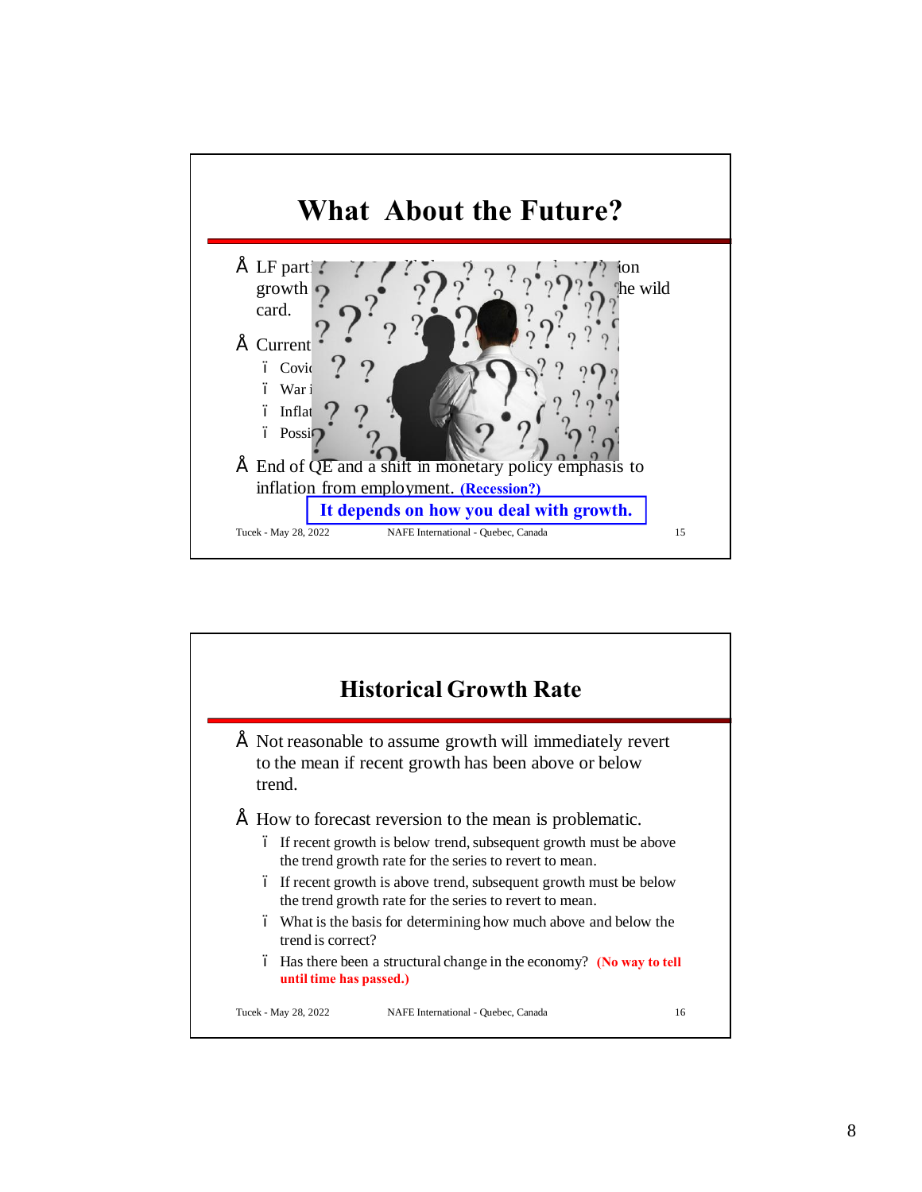## What About the Future?

- LF part ... ion growth ... he wild card.
- Current
  - Covi
  - War i
  - Inflat
  - Possi
- End of QE and a shift in monetary policy emphasis to inflation from employment. **(Recession?)**

**It depends on how you deal with growth.**

## Historical Growth Rate

- Not reasonable to assume growth will immediately revert to the mean if recent growth has been above or below trend.
- How to forecast reversion to the mean is problematic.
  - If recent growth is below trend, subsequent growth must be above the trend growth rate for the series to revert to mean.
  - If recent growth is above trend, subsequent growth must be below the trend growth rate for the series to revert to mean.
  - What is the basis for determining how much above and below the trend is correct?
  - Has there been a structural change in the economy? **(No way to tell until time has passed.)**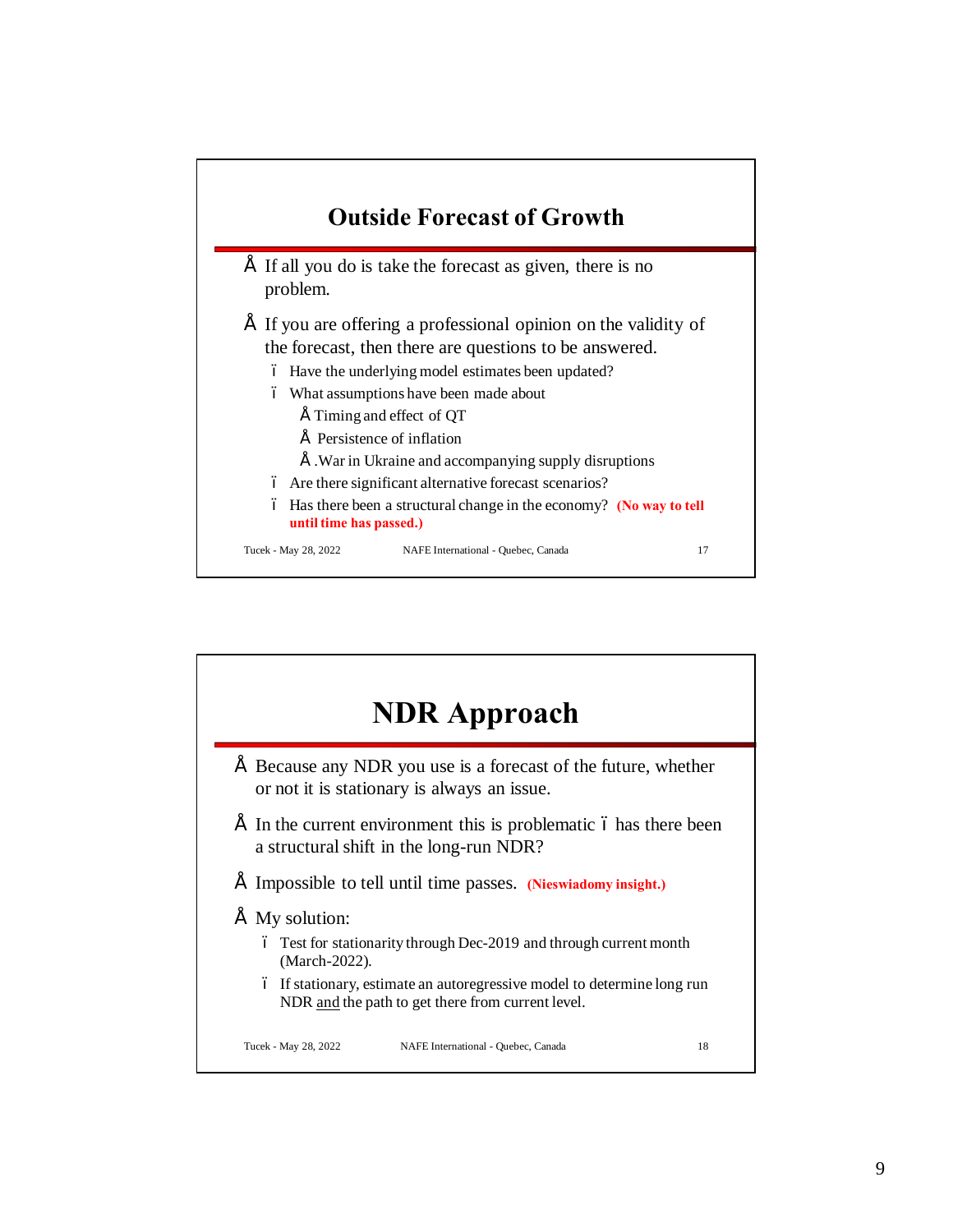## Outside Forecast of Growth

- If all you do is take the forecast as given, there is no problem.
- If you are offering a professional opinion on the validity of the forecast, then there are questions to be answered.
  - Have the underlying model estimates been updated?
  - What assumptions have been made about
    - Timing and effect of QT
    - Persistence of inflation
    - .War in Ukraine and accompanying supply disruptions
  - Are there significant alternative forecast scenarios?
  - Has there been a structural change in the economy? **(No way to tell until time has passed.)**

## NDR Approach

- Because any NDR you use is a forecast of the future, whether or not it is stationary is always an issue.
- In the current environment this is problematic – has there been a structural shift in the long-run NDR?
- Impossible to tell until time passes. **(Nieswiadomy insight.)**
- My solution:
  - Test for stationarity through Dec-2019 and through current month (March-2022).
  - If stationary, estimate an autoregressive model to determine long run NDR and the path to get there from current level.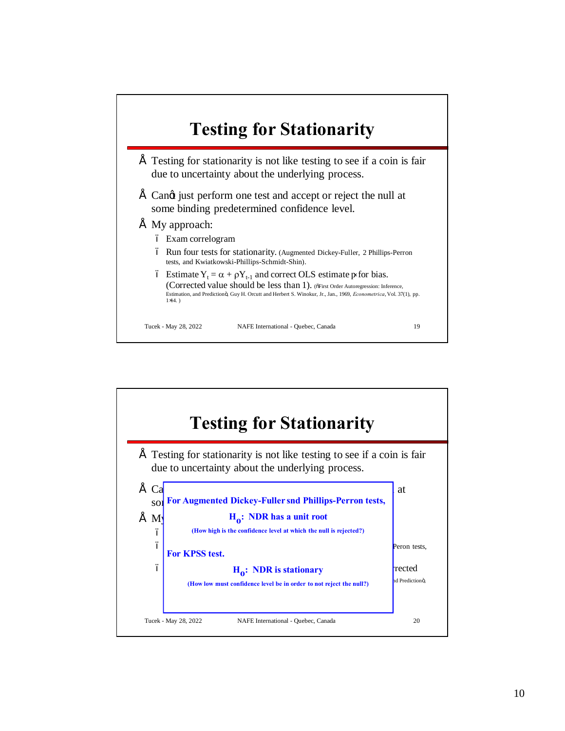# Testing for Stationarity

- Testing for stationarity is not like testing to see if a coin is fair due to uncertainty about the underlying process.
- Can't just perform one test and accept or reject the null at some binding predetermined confidence level.
- My approach:
  - Exam correlogram
  - Run four tests for stationarity. (Augmented Dickey-Fuller, 2 Phillips-Perron tests, and Kwiatkowski-Phillips-Schmidt-Shin).
  - Estimate $Y_t = \alpha + \rho Y_{t-1}$ and correct OLS estimate $\rho$ for bias. (Corrected value should be less than 1). ("First Order Autoregression: Inference, Estimation, and Prediction", Guy H. Orcutt and Herbert S. Winokur, Jr., Jan., 1969, *Econometrica*, Vol. 37(1), pp. 1-14. )

# Testing for Stationarity

- Testing for stationarity is not like testing to see if a coin is fair due to uncertainty about the underlying process.

**For Augmented Dickey-Fuller snd Phillips-Perron tests,**

**$H_0$: NDR has a unit root**

**(How high is the confidence level at which the null is rejected?)**

**For KPSS test.**

**$H_0$: NDR is stationary**

**(How low must confidence level be in order to not reject the null?)**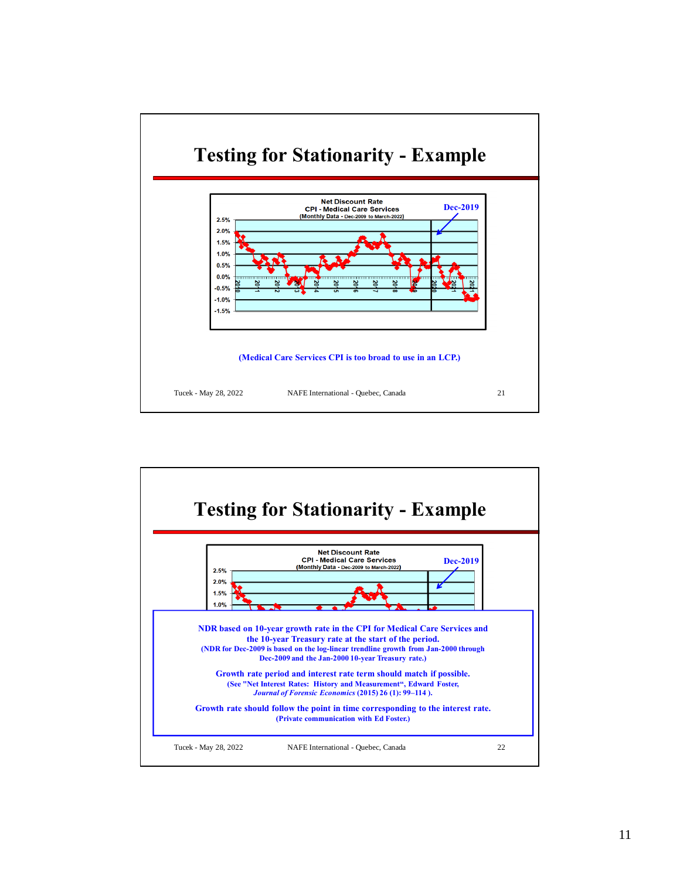# Testing for Stationarity - Example

Net Discount Rate
CPI - Medical Care Services
(Monthly Data - Dec-2009 to March-2022)

Dec-2019

(Medical Care Services CPI is too broad to use in an LCP.)

# Testing for Stationarity - Example

Net Discount Rate
CPI - Medical Care Services
(Monthly Data - Dec-2009 to March-2022)

Dec-2019

**NDR based on 10-year growth rate in the CPI for Medical Care Services and the 10-year Treasury rate at the start of the period.**
**(NDR for Dec-2009 is based on the log-linear trendline growth from Jan-2000 through Dec-2009 and the Jan-2000 10-year Treasury rate.)**

**Growth rate period and interest rate term should match if possible.**
**(See "Net Interest Rates: History and Measurement", Edward Foster, *Journal of Forensic Economics* (2015) 26 (1): 99–114 ).**

**Growth rate should follow the point in time corresponding to the interest rate.**
**(Private communication with Ed Foster.)**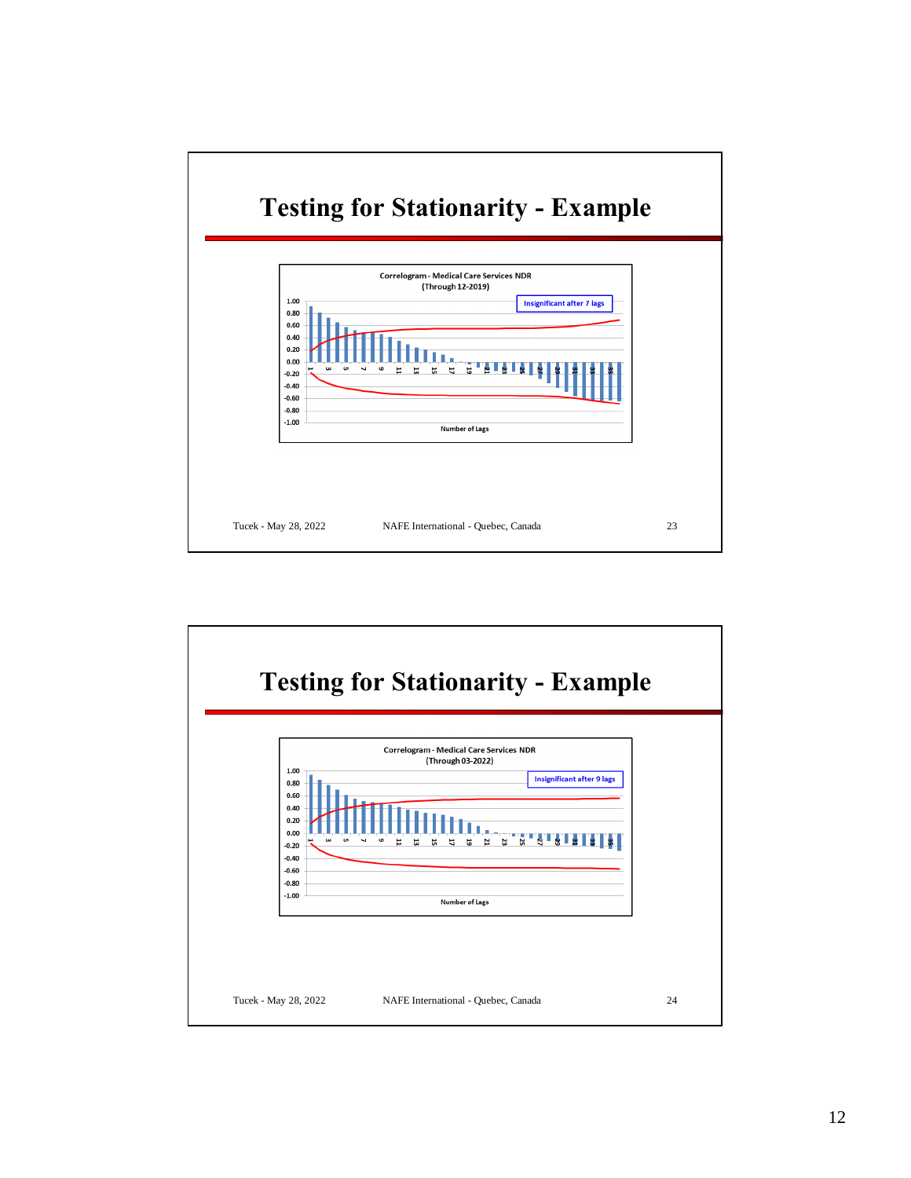# Testing for Stationarity - Example

Correlogram - Medical Care Services NDR
(Through 12-2019)

Insignificant after 7 lags

Number of Lags

# Testing for Stationarity - Example

Correlogram - Medical Care Services NDR
(Through 03-2022)

Insignificant after 9 lags

Number of Lags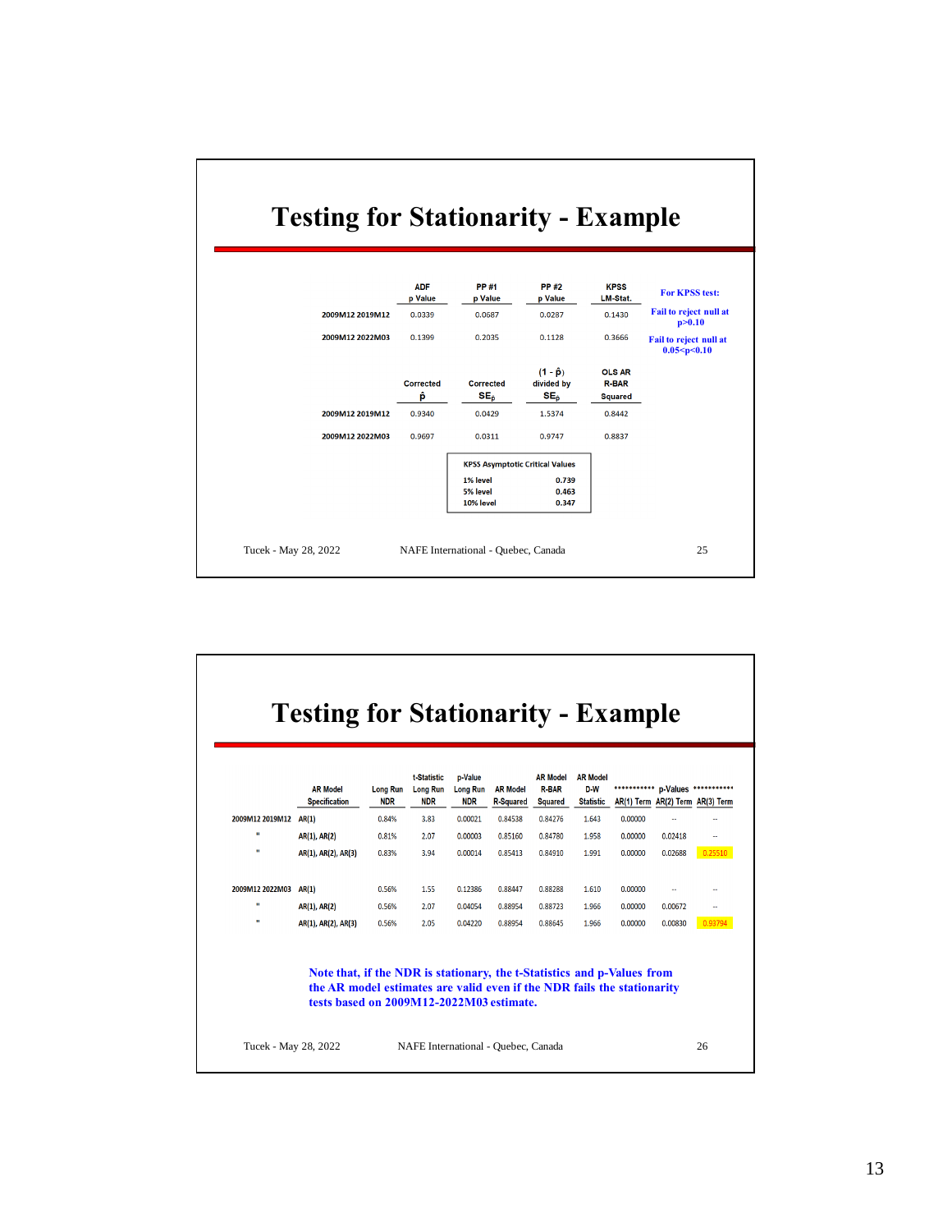## Testing for Stationarity - Example

| | ADF p Value | PP #1 p Value | PP #2 p Value | KPSS LM-Stat. | For KPSS test: |
|---|---|---|---|---|---|
| 2009M12 2019M12 | 0.0339 | 0.0687 | 0.0287 | 0.1430 | Fail to reject null at p>0.10 |
| 2009M12 2022M03 | 0.1399 | 0.2035 | 0.1128 | 0.3666 | Fail to reject null at 0.05<p<0.10 |

| | Corrected $\hat{\rho}$ | Corrected $SE_{\hat{\rho}}$ | $(1 - \hat{\rho})$ divided by $SE_{\hat{\rho}}$ | OLS AR R-BAR Squared |
|---|---|---|---|---|
| 2009M12 2019M12 | 0.9340 | 0.0429 | 1.5374 | 0.8442 |
| 2009M12 2022M03 | 0.9697 | 0.0311 | 0.9747 | 0.8837 |

| KPSS Asymptotic Critical Values | |
|---|---|
| 1% level | 0.739 |
| 5% level | 0.463 |
| 10% level | 0.347 |

## Testing for Stationarity - Example

| | AR Model Specification | Long Run NDR | t-Statistic Long Run NDR | p-Value Long Run NDR | AR Model R-Squared | AR Model R-BAR Squared | AR Model D-W Statistic | p-Values AR(1) Term | p-Values AR(2) Term | p-Values AR(3) Term |
|---|---|---|---|---|---|---|---|---|---|---|
| 2009M12 2019M12 | AR(1) | 0.84% | 3.83 | 0.00021 | 0.84538 | 0.84276 | 1.643 | 0.00000 | -- | -- |
| " | AR(1), AR(2) | 0.81% | 2.07 | 0.00003 | 0.85160 | 0.84780 | 1.958 | 0.00000 | 0.02418 | -- |
| " | AR(1), AR(2), AR(3) | 0.83% | 3.94 | 0.00014 | 0.85413 | 0.84910 | 1.991 | 0.00000 | 0.02688 | 0.25510 |
| 2009M12 2022M03 | AR(1) | 0.56% | 1.55 | 0.12386 | 0.88447 | 0.88288 | 1.610 | 0.00000 | -- | -- |
| " | AR(1), AR(2) | 0.56% | 2.07 | 0.04054 | 0.88954 | 0.88723 | 1.966 | 0.00000 | 0.00672 | -- |
| " | AR(1), AR(2), AR(3) | 0.56% | 2.05 | 0.04220 | 0.88954 | 0.88645 | 1.966 | 0.00000 | 0.00830 | 0.93794 |

**Note that, if the NDR is stationary, the t-Statistics and p-Values from the AR model estimates are valid even if the NDR fails the stationarity tests based on 2009M12-2022M03 estimate.**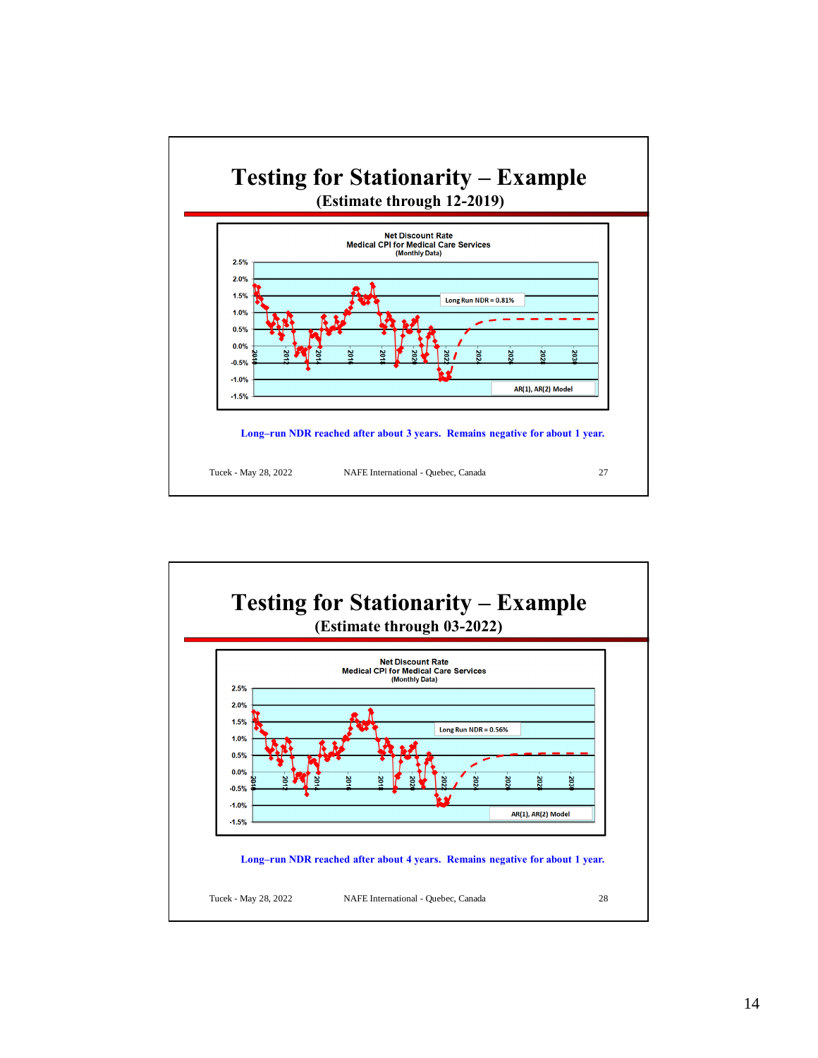# Testing for Stationarity – Example

## (Estimate through 12-2019)

Net Discount Rate
Medical CPI for Medical Care Services
(Monthly Data)

Long Run NDR = 0.81%

AR(1), AR(2) Model

**Long–run NDR reached after about 3 years. Remains negative for about 1 year.**

Tucek - May 28, 2022 NAFE International - Quebec, Canada 27

# Testing for Stationarity – Example

## (Estimate through 03-2022)

Net Discount Rate
Medical CPI for Medical Care Services
(Monthly Data)

Long Run NDR = 0.56%

AR(1), AR(2) Model

**Long–run NDR reached after about 4 years. Remains negative for about 1 year.**

Tucek - May 28, 2022 NAFE International - Quebec, Canada 28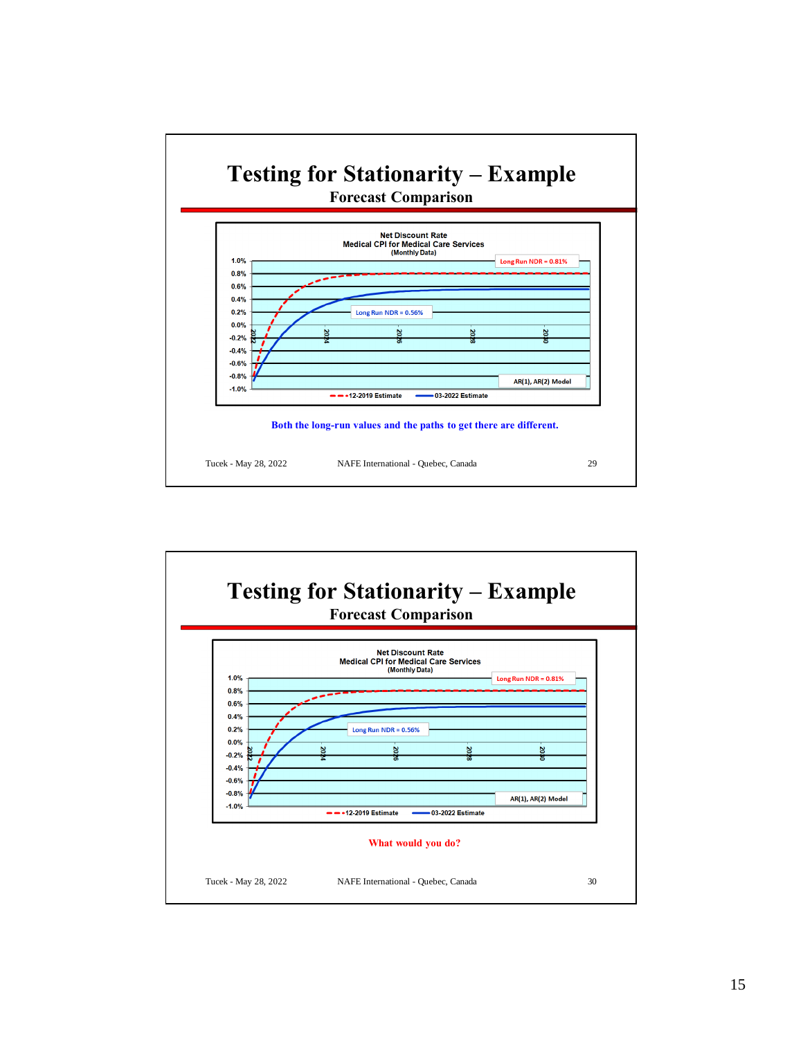# Testing for Stationarity – Example

## Forecast Comparison

Net Discount Rate
Medical CPI for Medical Care Services
(Monthly Data)

Long Run NDR = 0.81%

Long Run NDR = 0.56%

AR(1), AR(2) Model

1.0%
0.8%
0.6%
0.4%
0.2%
0.0%
-0.2%
-0.4%
-0.6%
-0.8%
-1.0%

2022
2024
2026
2028
2030

12-2019 Estimate
03-2022 Estimate

**Both the long-run values and the paths to get there are different.**

# Testing for Stationarity – Example

## Forecast Comparison

Net Discount Rate
Medical CPI for Medical Care Services
(Monthly Data)

Long Run NDR = 0.81%

Long Run NDR = 0.56%

AR(1), AR(2) Model

1.0%
0.8%
0.6%
0.4%
0.2%
0.0%
-0.2%
-0.4%
-0.6%
-0.8%
-1.0%

2022
2024
2026
2028
2030

12-2019 Estimate
03-2022 Estimate

**What would you do?**